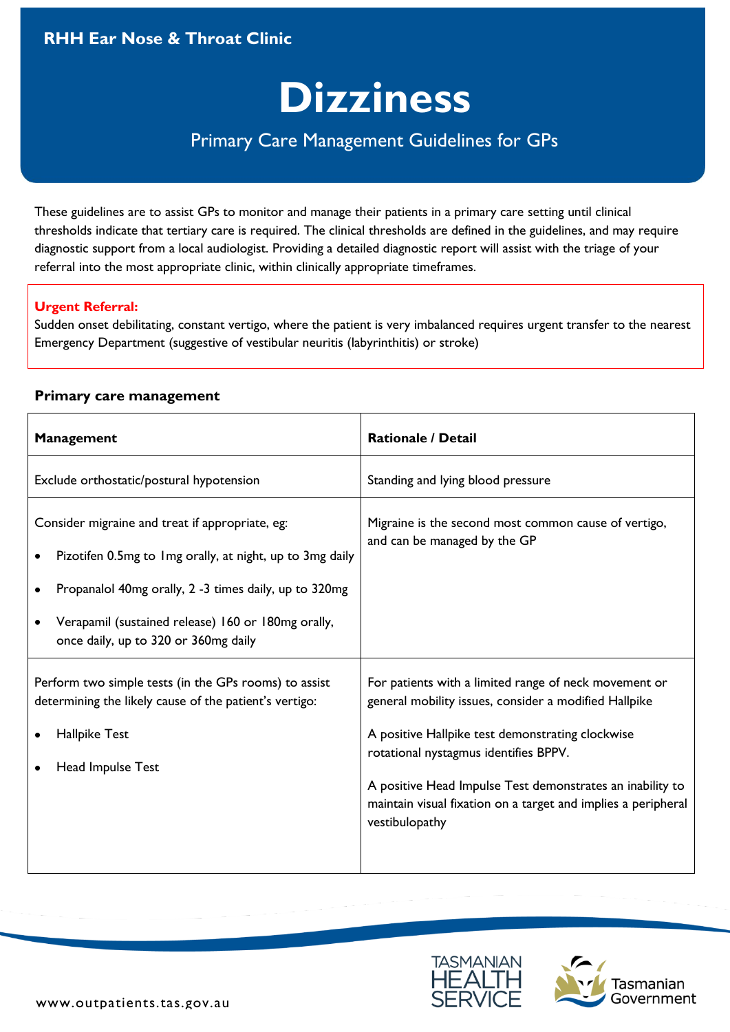**RHH Ear Nose & Throat Clinic**

# Dizziness

Primary Care Management Guidelines for GPs

These guidelines are to assist GPs to monitor and manage their patients in a primary care setting until clinical thresholds indicate that tertiary care is required. The clinical thresholds are defined in the guidelines, and may require diagnostic support from a local audiologist. Providing a detailed diagnostic report will assist with the triage of your referral into the most appropriate clinic, within clinically appropriate timeframes.

**Urgent Referral:**
Sudden onset debilitating, constant vertigo, where the patient is very imbalanced requires urgent transfer to the nearest Emergency Department (suggestive of vestibular neuritis (labyrinthitis) or stroke)

## Primary care management

| **Management** | **Rationale / Detail** |
|---|---|
| Exclude orthostatic/postural hypotension | Standing and lying blood pressure |
| Consider migraine and treat if appropriate, eg:<br>• Pizotifen 0.5mg to 1mg orally, at night, up to 3mg daily<br>• Propanalol 40mg orally, 2 -3 times daily, up to 320mg<br>• Verapamil (sustained release) 160 or 180mg orally, once daily, up to 320 or 360mg daily | Migraine is the second most common cause of vertigo, and can be managed by the GP |
| Perform two simple tests (in the GPs rooms) to assist determining the likely cause of the patient's vertigo:<br>• Hallpike Test<br>• Head Impulse Test | For patients with a limited range of neck movement or general mobility issues, consider a modified Hallpike<br><br>A positive Hallpike test demonstrating clockwise rotational nystagmus identifies BPPV.<br><br>A positive Head Impulse Test demonstrates an inability to maintain visual fixation on a target and implies a peripheral vestibulopathy |

www.outpatients.tas.gov.au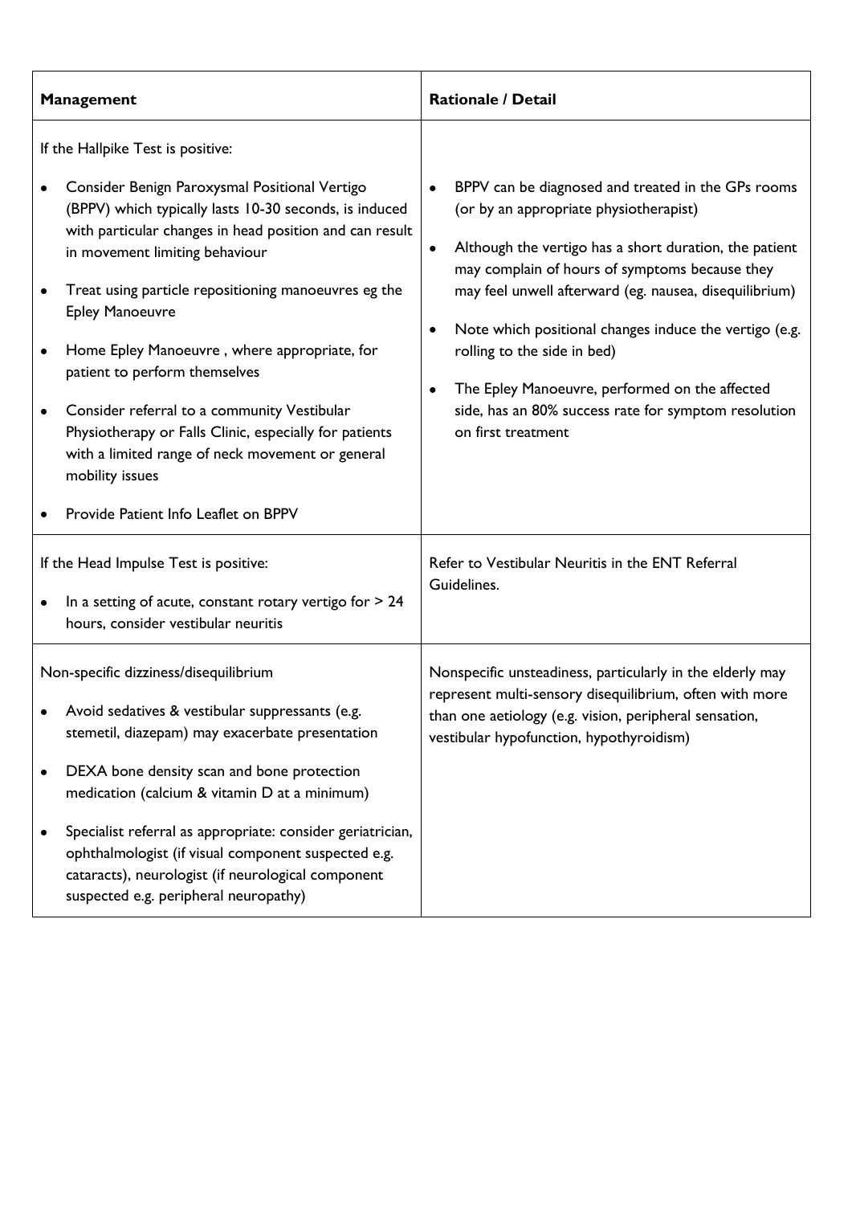| Management | Rationale / Detail |
|---|---|
| If the Hallpike Test is positive:<br><br>• Consider Benign Paroxysmal Positional Vertigo (BPPV) which typically lasts 10-30 seconds, is induced with particular changes in head position and can result in movement limiting behaviour<br>• Treat using particle repositioning manoeuvres eg the Epley Manoeuvre<br>• Home Epley Manoeuvre , where appropriate, for patient to perform themselves<br>• Consider referral to a community Vestibular Physiotherapy or Falls Clinic, especially for patients with a limited range of neck movement or general mobility issues<br>• Provide Patient Info Leaflet on BPPV | • BPPV can be diagnosed and treated in the GPs rooms (or by an appropriate physiotherapist)<br>• Although the vertigo has a short duration, the patient may complain of hours of symptoms because they may feel unwell afterward (eg. nausea, disequilibrium)<br>• Note which positional changes induce the vertigo (e.g. rolling to the side in bed)<br>• The Epley Manoeuvre, performed on the affected side, has an 80% success rate for symptom resolution on first treatment |
| If the Head Impulse Test is positive:<br><br>• In a setting of acute, constant rotary vertigo for > 24 hours, consider vestibular neuritis | Refer to Vestibular Neuritis in the ENT Referral Guidelines. |
| Non-specific dizziness/disequilibrium<br><br>• Avoid sedatives & vestibular suppressants (e.g. stemetil, diazepam) may exacerbate presentation<br>• DEXA bone density scan and bone protection medication (calcium & vitamin D at a minimum)<br>• Specialist referral as appropriate: consider geriatrician, ophthalmologist (if visual component suspected e.g. cataracts), neurologist (if neurological component suspected e.g. peripheral neuropathy) | Nonspecific unsteadiness, particularly in the elderly may represent multi-sensory disequilibrium, often with more than one aetiology (e.g. vision, peripheral sensation, vestibular hypofunction, hypothyroidism) |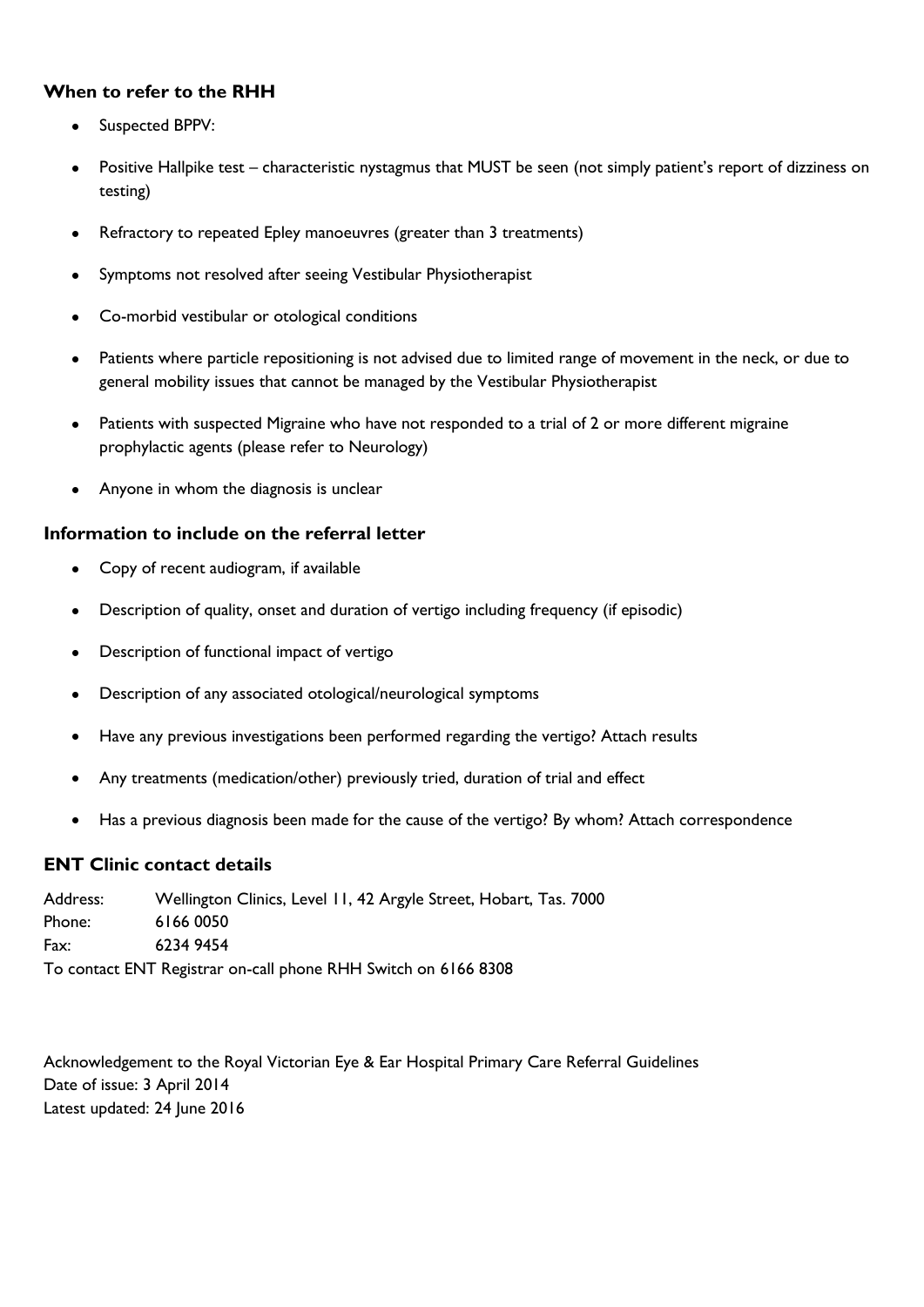## When to refer to the RHH

- Suspected BPPV:
- Positive Hallpike test – characteristic nystagmus that MUST be seen (not simply patient's report of dizziness on testing)
- Refractory to repeated Epley manoeuvres (greater than 3 treatments)
- Symptoms not resolved after seeing Vestibular Physiotherapist
- Co-morbid vestibular or otological conditions
- Patients where particle repositioning is not advised due to limited range of movement in the neck, or due to general mobility issues that cannot be managed by the Vestibular Physiotherapist
- Patients with suspected Migraine who have not responded to a trial of 2 or more different migraine prophylactic agents (please refer to Neurology)
- Anyone in whom the diagnosis is unclear

## Information to include on the referral letter

- Copy of recent audiogram, if available
- Description of quality, onset and duration of vertigo including frequency (if episodic)
- Description of functional impact of vertigo
- Description of any associated otological/neurological symptoms
- Have any previous investigations been performed regarding the vertigo? Attach results
- Any treatments (medication/other) previously tried, duration of trial and effect
- Has a previous diagnosis been made for the cause of the vertigo? By whom? Attach correspondence

## ENT Clinic contact details

Address: Wellington Clinics, Level 11, 42 Argyle Street, Hobart, Tas. 7000
Phone: 6166 0050
Fax: 6234 9454
To contact ENT Registrar on-call phone RHH Switch on 6166 8308

Acknowledgement to the Royal Victorian Eye & Ear Hospital Primary Care Referral Guidelines
Date of issue: 3 April 2014
Latest updated: 24 June 2016